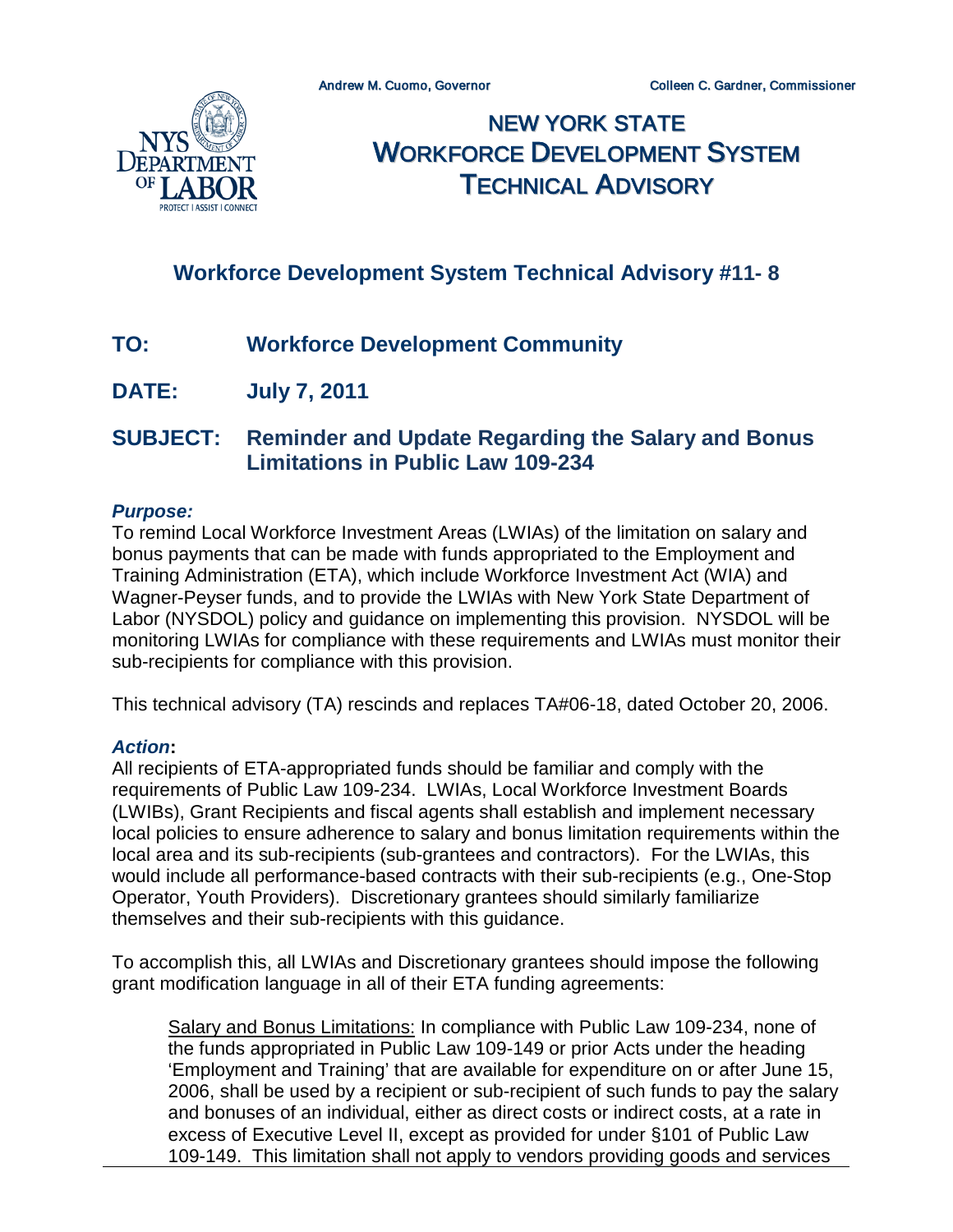Andrew M. Cuomo, Governor | Colleen C. Gardner, Commissioner

# NEW YORK STATE WORKFORCE DEVELOPMENT SYSTEM TECHNICAL ADVISORY

## Workforce Development System Technical Advisory #11- 8

**TO:** **Workforce Development Community**

**DATE:** **July 7, 2011**

**SUBJECT:** **Reminder and Update Regarding the Salary and Bonus Limitations in Public Law 109-234**

***Purpose:***
To remind Local Workforce Investment Areas (LWIAs) of the limitation on salary and bonus payments that can be made with funds appropriated to the Employment and Training Administration (ETA), which include Workforce Investment Act (WIA) and Wagner-Peyser funds, and to provide the LWIAs with New York State Department of Labor (NYSDOL) policy and guidance on implementing this provision. NYSDOL will be monitoring LWIAs for compliance with these requirements and LWIAs must monitor their sub-recipients for compliance with this provision.

This technical advisory (TA) rescinds and replaces TA#06-18, dated October 20, 2006.

***Action*:**
All recipients of ETA-appropriated funds should be familiar and comply with the requirements of Public Law 109-234. LWIAs, Local Workforce Investment Boards (LWIBs), Grant Recipients and fiscal agents shall establish and implement necessary local policies to ensure adherence to salary and bonus limitation requirements within the local area and its sub-recipients (sub-grantees and contractors). For the LWIAs, this would include all performance-based contracts with their sub-recipients (e.g., One-Stop Operator, Youth Providers). Discretionary grantees should similarly familiarize themselves and their sub-recipients with this guidance.

To accomplish this, all LWIAs and Discretionary grantees should impose the following grant modification language in all of their ETA funding agreements:

> Salary and Bonus Limitations: In compliance with Public Law 109-234, none of the funds appropriated in Public Law 109-149 or prior Acts under the heading 'Employment and Training' that are available for expenditure on or after June 15, 2006, shall be used by a recipient or sub-recipient of such funds to pay the salary and bonuses of an individual, either as direct costs or indirect costs, at a rate in excess of Executive Level II, except as provided for under §101 of Public Law 109-149. This limitation shall not apply to vendors providing goods and services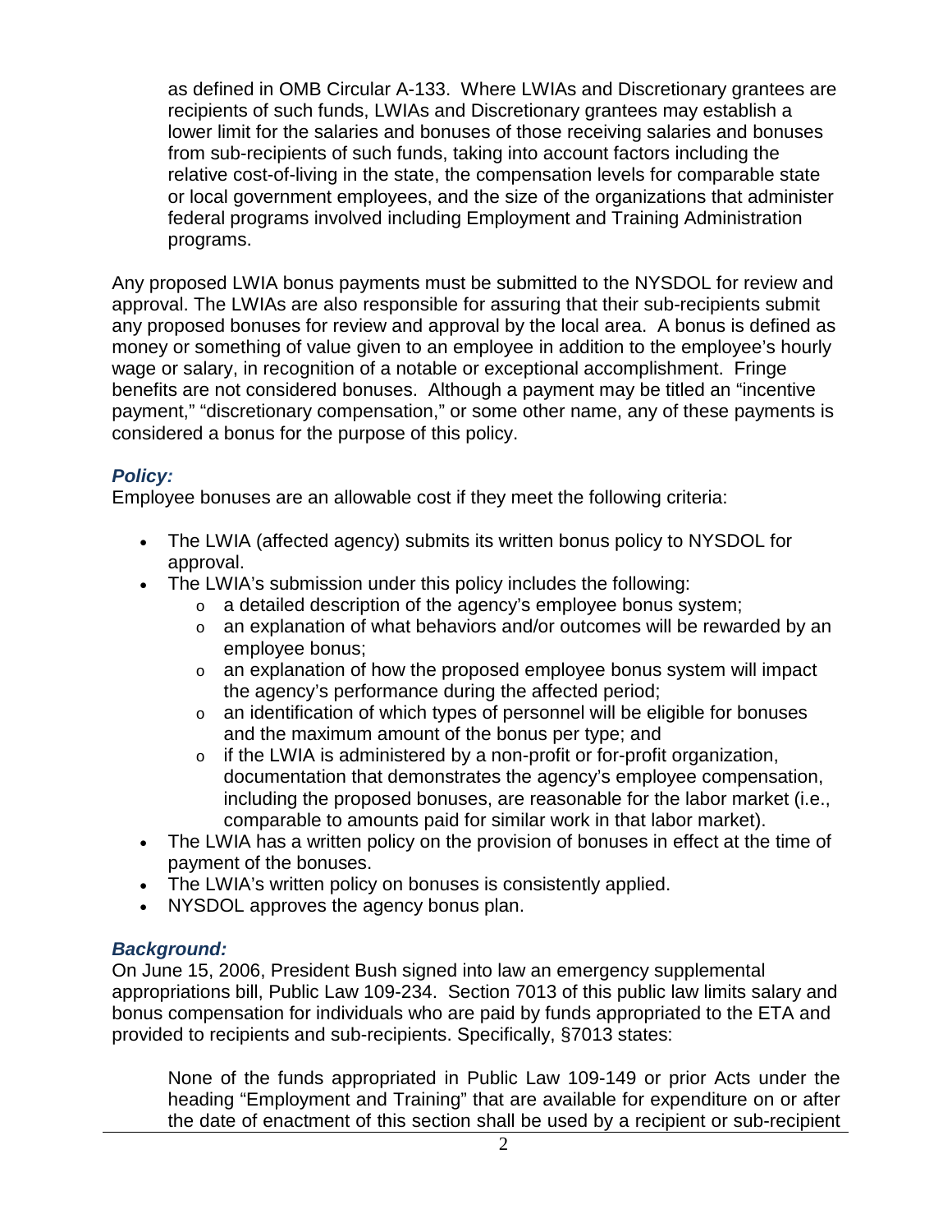as defined in OMB Circular A-133. Where LWIAs and Discretionary grantees are recipients of such funds, LWIAs and Discretionary grantees may establish a lower limit for the salaries and bonuses of those receiving salaries and bonuses from sub-recipients of such funds, taking into account factors including the relative cost-of-living in the state, the compensation levels for comparable state or local government employees, and the size of the organizations that administer federal programs involved including Employment and Training Administration programs.

Any proposed LWIA bonus payments must be submitted to the NYSDOL for review and approval. The LWIAs are also responsible for assuring that their sub-recipients submit any proposed bonuses for review and approval by the local area. A bonus is defined as money or something of value given to an employee in addition to the employee's hourly wage or salary, in recognition of a notable or exceptional accomplishment. Fringe benefits are not considered bonuses. Although a payment may be titled an "incentive payment," "discretionary compensation," or some other name, any of these payments is considered a bonus for the purpose of this policy.

### *Policy:*

Employee bonuses are an allowable cost if they meet the following criteria:

- The LWIA (affected agency) submits its written bonus policy to NYSDOL for approval.
- The LWIA's submission under this policy includes the following:
  - a detailed description of the agency's employee bonus system;
  - an explanation of what behaviors and/or outcomes will be rewarded by an employee bonus;
  - an explanation of how the proposed employee bonus system will impact the agency's performance during the affected period;
  - an identification of which types of personnel will be eligible for bonuses and the maximum amount of the bonus per type; and
  - if the LWIA is administered by a non-profit or for-profit organization, documentation that demonstrates the agency's employee compensation, including the proposed bonuses, are reasonable for the labor market (i.e., comparable to amounts paid for similar work in that labor market).
- The LWIA has a written policy on the provision of bonuses in effect at the time of payment of the bonuses.
- The LWIA's written policy on bonuses is consistently applied.
- NYSDOL approves the agency bonus plan.

### *Background:*

On June 15, 2006, President Bush signed into law an emergency supplemental appropriations bill, Public Law 109-234. Section 7013 of this public law limits salary and bonus compensation for individuals who are paid by funds appropriated to the ETA and provided to recipients and sub-recipients. Specifically, §7013 states:

> None of the funds appropriated in Public Law 109-149 or prior Acts under the heading "Employment and Training" that are available for expenditure on or after the date of enactment of this section shall be used by a recipient or sub-recipient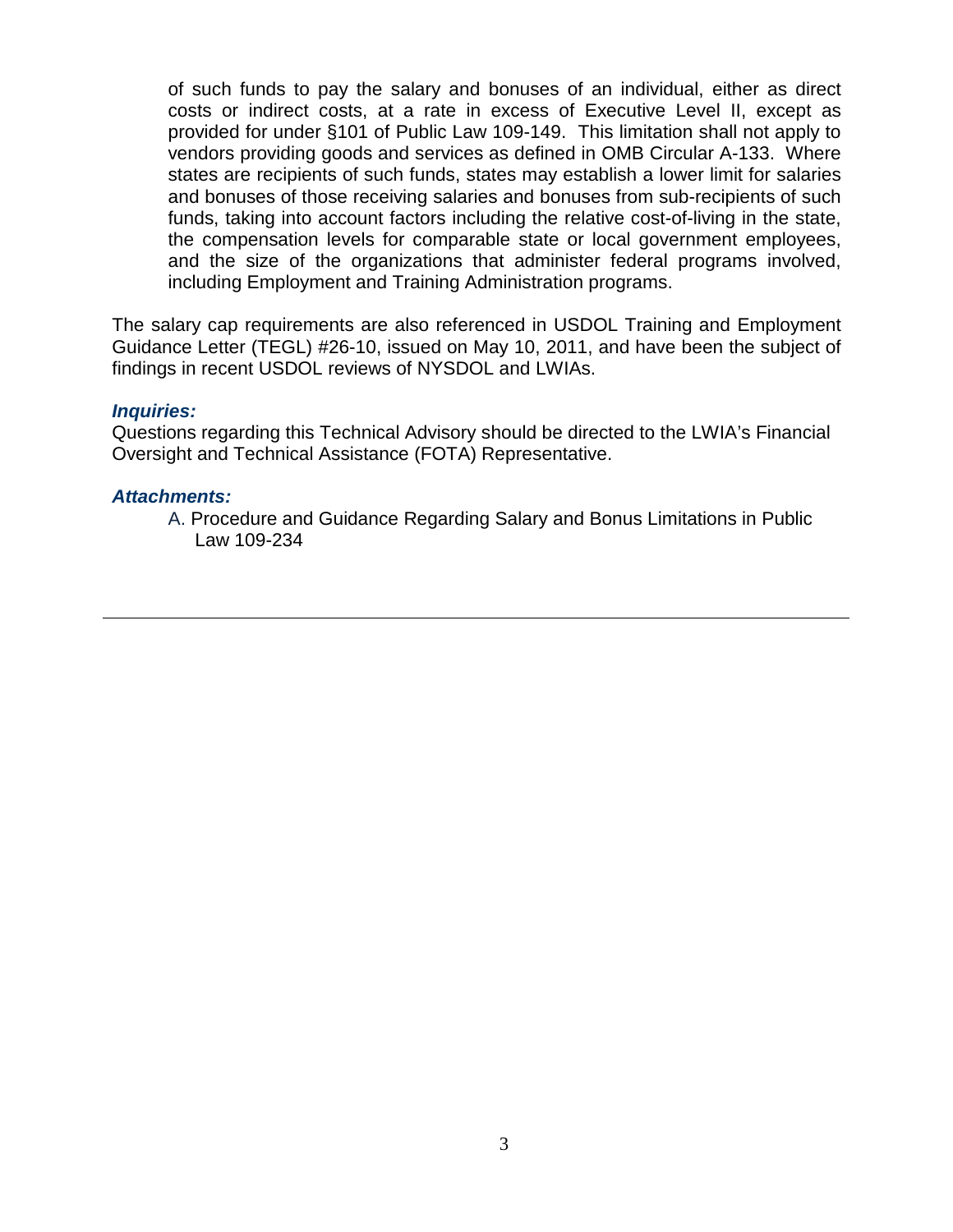> of such funds to pay the salary and bonuses of an individual, either as direct costs or indirect costs, at a rate in excess of Executive Level II, except as provided for under §101 of Public Law 109-149. This limitation shall not apply to vendors providing goods and services as defined in OMB Circular A-133. Where states are recipients of such funds, states may establish a lower limit for salaries and bonuses of those receiving salaries and bonuses from sub-recipients of such funds, taking into account factors including the relative cost-of-living in the state, the compensation levels for comparable state or local government employees, and the size of the organizations that administer federal programs involved, including Employment and Training Administration programs.

The salary cap requirements are also referenced in USDOL Training and Employment Guidance Letter (TEGL) #26-10, issued on May 10, 2011, and have been the subject of findings in recent USDOL reviews of NYSDOL and LWIAs.

***Inquiries:***

Questions regarding this Technical Advisory should be directed to the LWIA's Financial Oversight and Technical Assistance (FOTA) Representative.

***Attachments:***

A. Procedure and Guidance Regarding Salary and Bonus Limitations in Public Law 109-234